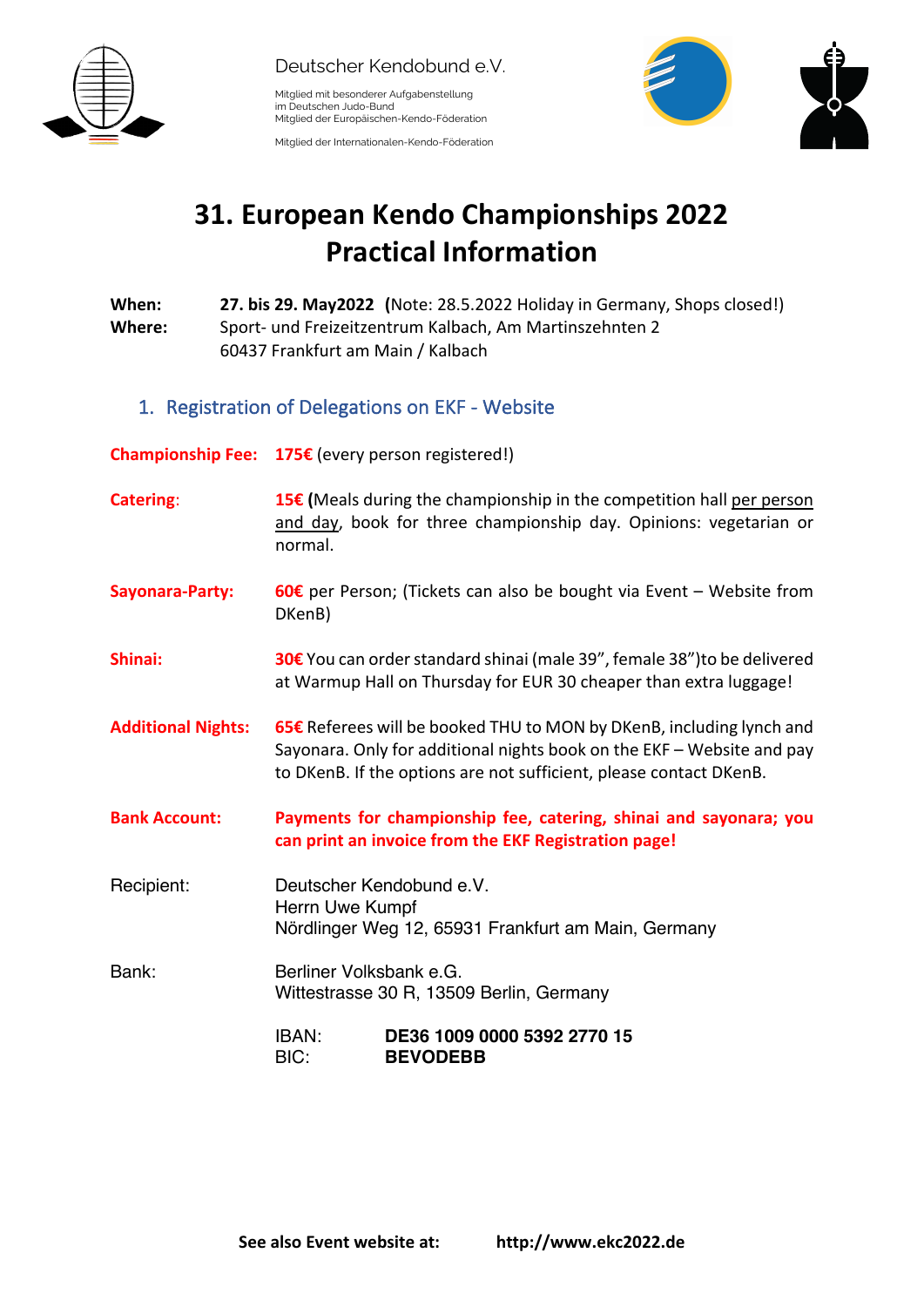Deutscher Kendobund e.V.

Mitglied mit besonderer Aufgabenstellung
im Deutschen Judo-Bund
Mitglied der Europäischen-Kendo-Föderation

Mitglied der Internationalen-Kendo-Föderation

# 31. European Kendo Championships 2022
# Practical Information

**When:** **27. bis 29. May2022** **(**Note: 28.5.2022 Holiday in Germany, Shops closed!)
**Where:** Sport- und Freizeitzentrum Kalbach, Am Martinszehnten 2
60437 Frankfurt am Main / Kalbach

## 1. Registration of Delegations on EKF - Website

**Championship Fee:** **175€** (every person registered!)

**Catering**: **15€ (**Meals during the championship in the competition hall per person and day, book for three championship day. Opinions: vegetarian or normal.

**Sayonara-Party:** **60€** per Person; (Tickets can also be bought via Event – Website from DKenB)

**Shinai:** **30€** You can order standard shinai (male 39", female 38")to be delivered at Warmup Hall on Thursday for EUR 30 cheaper than extra luggage!

**Additional Nights:** **65€** Referees will be booked THU to MON by DKenB, including lynch and Sayonara. Only for additional nights book on the EKF – Website and pay to DKenB. If the options are not sufficient, please contact DKenB.

**Bank Account:** **Payments for championship fee, catering, shinai and sayonara; you can print an invoice from the EKF Registration page!**

Recipient: Deutscher Kendobund e.V.
Herrn Uwe Kumpf
Nördlinger Weg 12, 65931 Frankfurt am Main, Germany

Bank: Berliner Volksbank e.G.
Wittestrasse 30 R, 13509 Berlin, Germany

IBAN: **DE36 1009 0000 5392 2770 15**
BIC: **BEVODEBB**

**See also Event website at:** **http://www.ekc2022.de**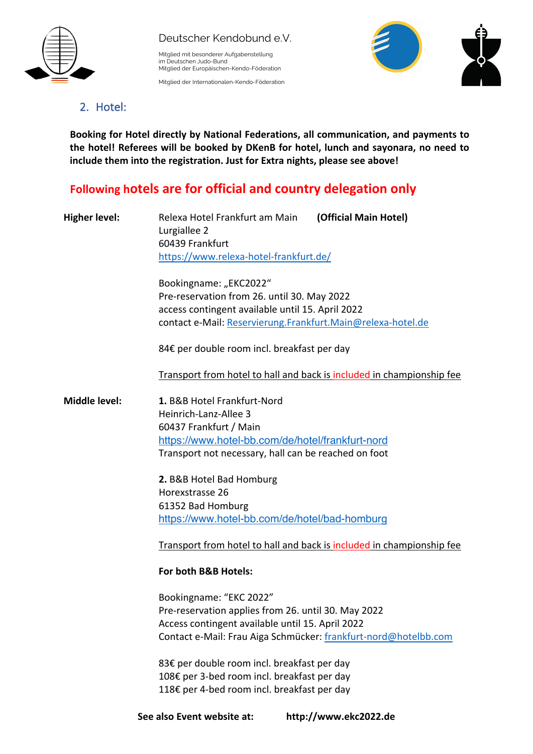Deutscher Kendobund e.V.

Mitglied mit besonderer Aufgabenstellung
im Deutschen Judo-Bund
Mitglied der Europäischen-Kendo-Föderation

Mitglied der Internationalen-Kendo-Föderation

## 2. Hotel:

**Booking for Hotel directly by National Federations, all communication, and payments to the hotel! Referees will be booked by DKenB for hotel, lunch and sayonara, no need to include them into the registration. Just for Extra nights, please see above!**

### Following hotels are for official and country delegation only

**Higher level:**

Relexa Hotel Frankfurt am Main **(Official Main Hotel)**
Lurgiallee 2
60439 Frankfurt
https://www.relexa-hotel-frankfurt.de/

Bookingname: „EKC2022“
Pre-reservation from 26. until 30. May 2022
access contingent available until 15. April 2022
contact e-Mail: Reservierung.Frankfurt.Main@relexa-hotel.de

84€ per double room incl. breakfast per day

Transport from hotel to hall and back is included in championship fee

**Middle level:**

**1.** B&B Hotel Frankfurt-Nord
Heinrich-Lanz-Allee 3
60437 Frankfurt / Main
https://www.hotel-bb.com/de/hotel/frankfurt-nord
Transport not necessary, hall can be reached on foot

**2.** B&B Hotel Bad Homburg
Horexstrasse 26
61352 Bad Homburg
https://www.hotel-bb.com/de/hotel/bad-homburg

Transport from hotel to hall and back is included in championship fee

**For both B&B Hotels:**

Bookingname: "EKC 2022"
Pre-reservation applies from 26. until 30. May 2022
Access contingent available until 15. April 2022
Contact e-Mail: Frau Aiga Schmücker: frankfurt-nord@hotelbb.com

83€ per double room incl. breakfast per day
108€ per 3-bed room incl. breakfast per day
118€ per 4-bed room incl. breakfast per day

**See also Event website at: http://www.ekc2022.de**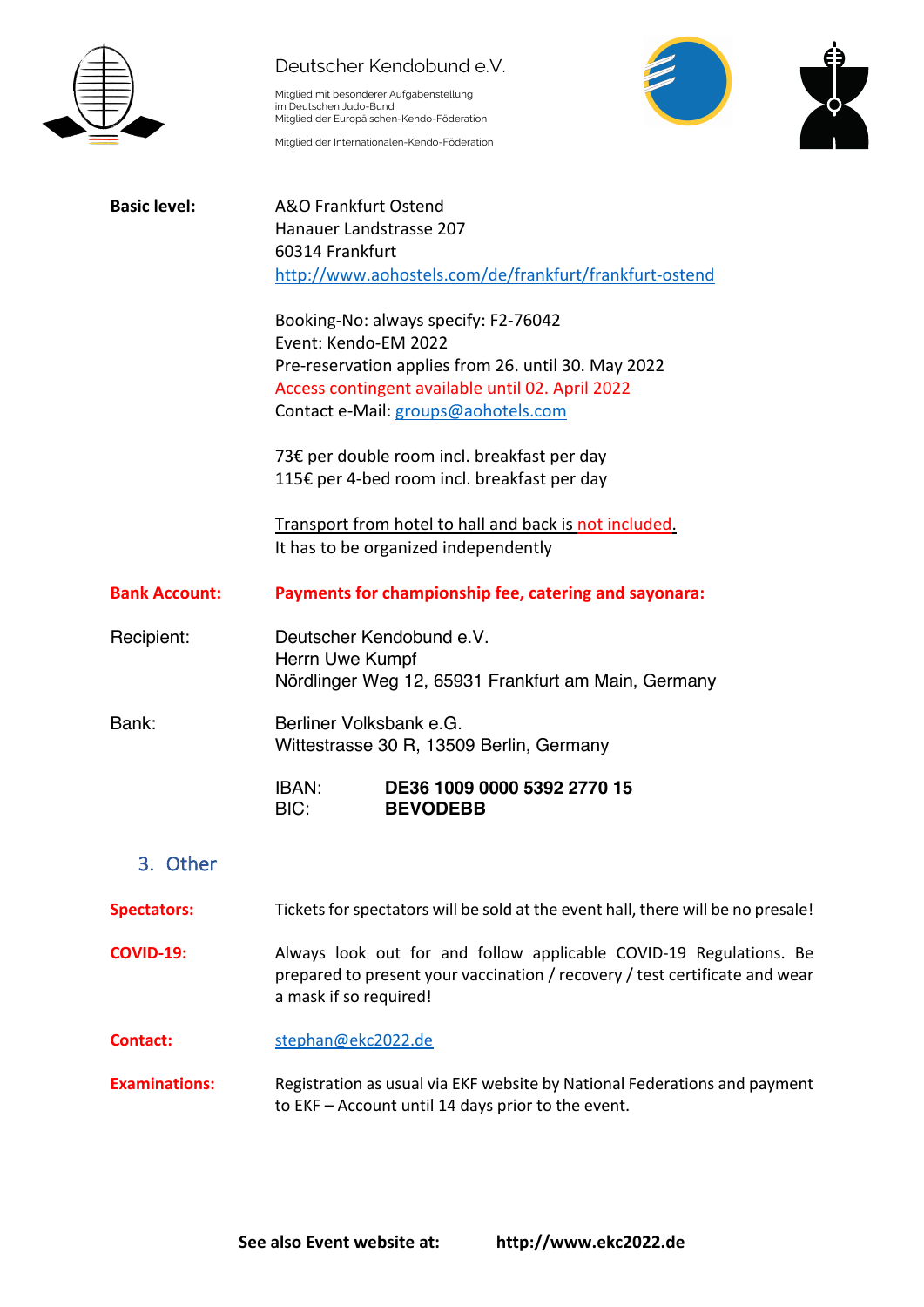Deutscher Kendobund e.V.

Mitglied mit besonderer Aufgabenstellung
im Deutschen Judo-Bund
Mitglied der Europäischen-Kendo-Föderation

Mitglied der Internationalen-Kendo-Föderation

**Basic level:** A&O Frankfurt Ostend
Hanauer Landstrasse 207
60314 Frankfurt
http://www.aohostels.com/de/frankfurt/frankfurt-ostend

Booking-No: always specify: F2-76042
Event: Kendo-EM 2022
Pre-reservation applies from 26. until 30. May 2022
Access contingent available until 02. April 2022
Contact e-Mail: groups@aohotels.com

73€ per double room incl. breakfast per day
115€ per 4-bed room incl. breakfast per day

Transport from hotel to hall and back is not included.
It has to be organized independently

**Bank Account:** **Payments for championship fee, catering and sayonara:**

Recipient: Deutscher Kendobund e.V.
Herrn Uwe Kumpf
Nördlinger Weg 12, 65931 Frankfurt am Main, Germany

Bank: Berliner Volksbank e.G.
Wittestrasse 30 R, 13509 Berlin, Germany

IBAN: **DE36 1009 0000 5392 2770 15**
BIC: **BEVODEBB**

## 3. Other

**Spectators:** Tickets for spectators will be sold at the event hall, there will be no presale!

**COVID-19:** Always look out for and follow applicable COVID-19 Regulations. Be prepared to present your vaccination / recovery / test certificate and wear a mask if so required!

**Contact:** stephan@ekc2022.de

**Examinations:** Registration as usual via EKF website by National Federations and payment to EKF – Account until 14 days prior to the event.

**See also Event website at: http://www.ekc2022.de**